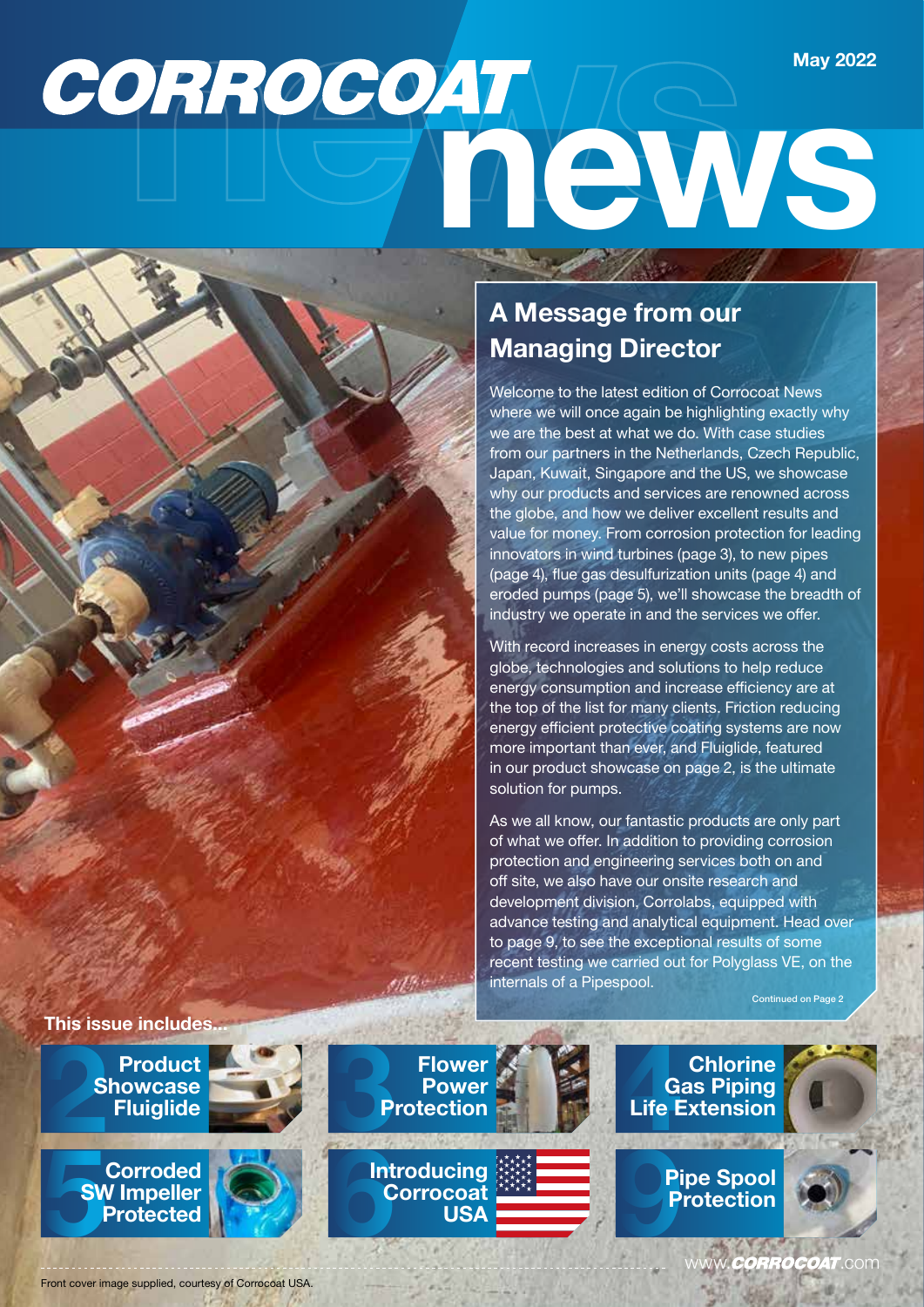# CORROCOAT news

May 2022

## A Message from our Managing Director

Welcome to the latest edition of Corrocoat News where we will once again be highlighting exactly why we are the best at what we do. With case studies from our partners in the Netherlands, Czech Republic, Japan, Kuwait, Singapore and the US, we showcase why our products and services are renowned across the globe, and how we deliver excellent results and value for money. From corrosion protection for leading innovators in wind turbines (page 3), to new pipes (page 4), flue gas desulfurization units (page 4) and eroded pumps (page 5), we'll showcase the breadth of industry we operate in and the services we offer.

With record increases in energy costs across the globe, technologies and solutions to help reduce energy consumption and increase efficiency are at the top of the list for many clients. Friction reducing energy efficient protective coating systems are now more important than ever, and Fluiglide, featured in our product showcase on page 2, is the ultimate solution for pumps.

As we all know, our fantastic products are only part of what we offer. In addition to providing corrosion protection and engineering services both on and off site, we also have our onsite research and development division, Corrolabs, equipped with advance testing and analytical equipment. Head over to page 9, to see the exceptional results of some recent testing we carried out for Polyglass VE, on the internals of a Pipespool.

Continued on Page 2

### This issue includes...

- 2 Product Showcase Fluiglide
- 3 Flower Power Protection
- 4 Chlorine Gas Piping Life Extension
- 5 Corroded SW Impeller Protected
- 6 Introducing Corrocoat USA
- 9 Pipe Spool Protection

www.CORROCOAT.com

Front cover image supplied, courtesy of Corrocoat USA.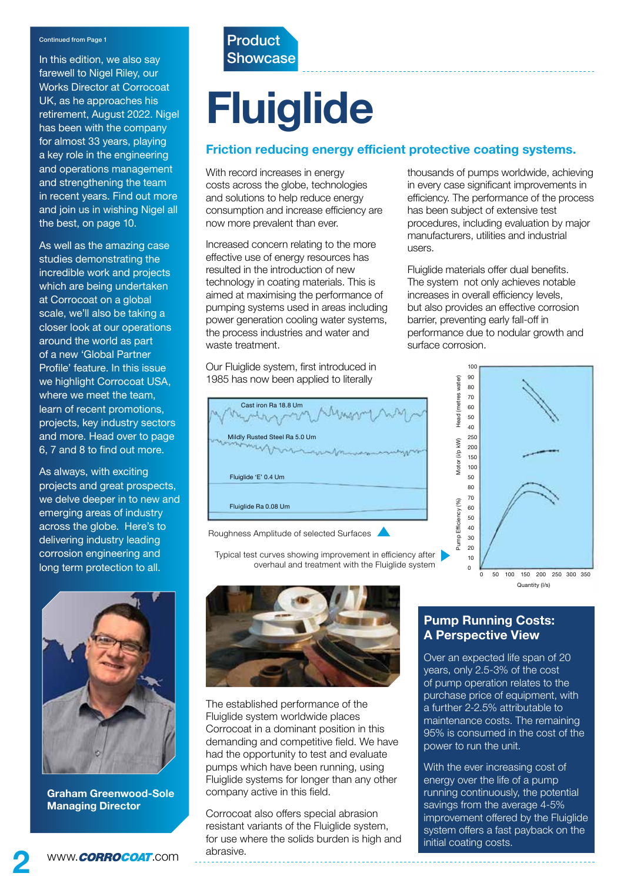Continued from Page 1

In this edition, we also say farewell to Nigel Riley, our Works Director at Corrocoat UK, as he approaches his retirement, August 2022. Nigel has been with the company for almost 33 years, playing a key role in the engineering and operations management and strengthening the team in recent years. Find out more and join us in wishing Nigel all the best, on page 10.

As well as the amazing case studies demonstrating the incredible work and projects which are being undertaken at Corrocoat on a global scale, we'll also be taking a closer look at our operations around the world as part of a new 'Global Partner Profile' feature. In this issue we highlight Corrocoat USA, where we meet the team, learn of recent promotions, projects, key industry sectors and more. Head over to page 6, 7 and 8 to find out more.

As always, with exciting projects and great prospects, we delve deeper in to new and emerging areas of industry across the globe. Here's to delivering industry leading corrosion engineering and long term protection to all.

**Graham Greenwood-Sole**
**Managing Director**

Product Showcase

# Fluiglide

## Friction reducing energy efficient protective coating systems.

With record increases in energy costs across the globe, technologies and solutions to help reduce energy consumption and increase efficiency are now more prevalent than ever.

Increased concern relating to the more effective use of energy resources has resulted in the introduction of new technology in coating materials. This is aimed at maximising the performance of pumping systems used in areas including power generation cooling water systems, the process industries and water and waste treatment.

Our Fluiglide system, first introduced in 1985 has now been applied to literally thousands of pumps worldwide, achieving in every case significant improvements in efficiency. The performance of the process has been subject of extensive test procedures, including evaluation by major manufacturers, utilities and industrial users.

Fluiglide materials offer dual benefits. The system not only achieves notable increases in overall efficiency levels, but also provides an effective corrosion barrier, preventing early fall-off in performance due to nodular growth and surface corrosion.

Cast iron Ra 18.8 Um

Mildly Rusted Steel Ra 5.0 Um

Fluiglide 'E' 0.4 Um

Fluiglide Ra 0.08 Um

Roughness Amplitude of selected Surfaces

Typical test curves showing improvement in efficiency after overhaul and treatment with the Fluiglide system

The established performance of the Fluiglide system worldwide places Corrocoat in a dominant position in this demanding and competitive field. We have had the opportunity to test and evaluate pumps which have been running, using Fluiglide systems for longer than any other company active in this field.

Corrocoat also offers special abrasion resistant variants of the Fluiglide system, for use where the solids burden is high and abrasive.

### Pump Running Costs: A Perspective View

Over an expected life span of 20 years, only 2.5-3% of the cost of pump operation relates to the purchase price of equipment, with a further 2-2.5% attributable to maintenance costs. The remaining 95% is consumed in the cost of the power to run the unit.

With the ever increasing cost of energy over the life of a pump running continuously, the potential savings from the average 4-5% improvement offered by the Fluiglide system offers a fast payback on the initial coating costs.

www.CORROCOAT.com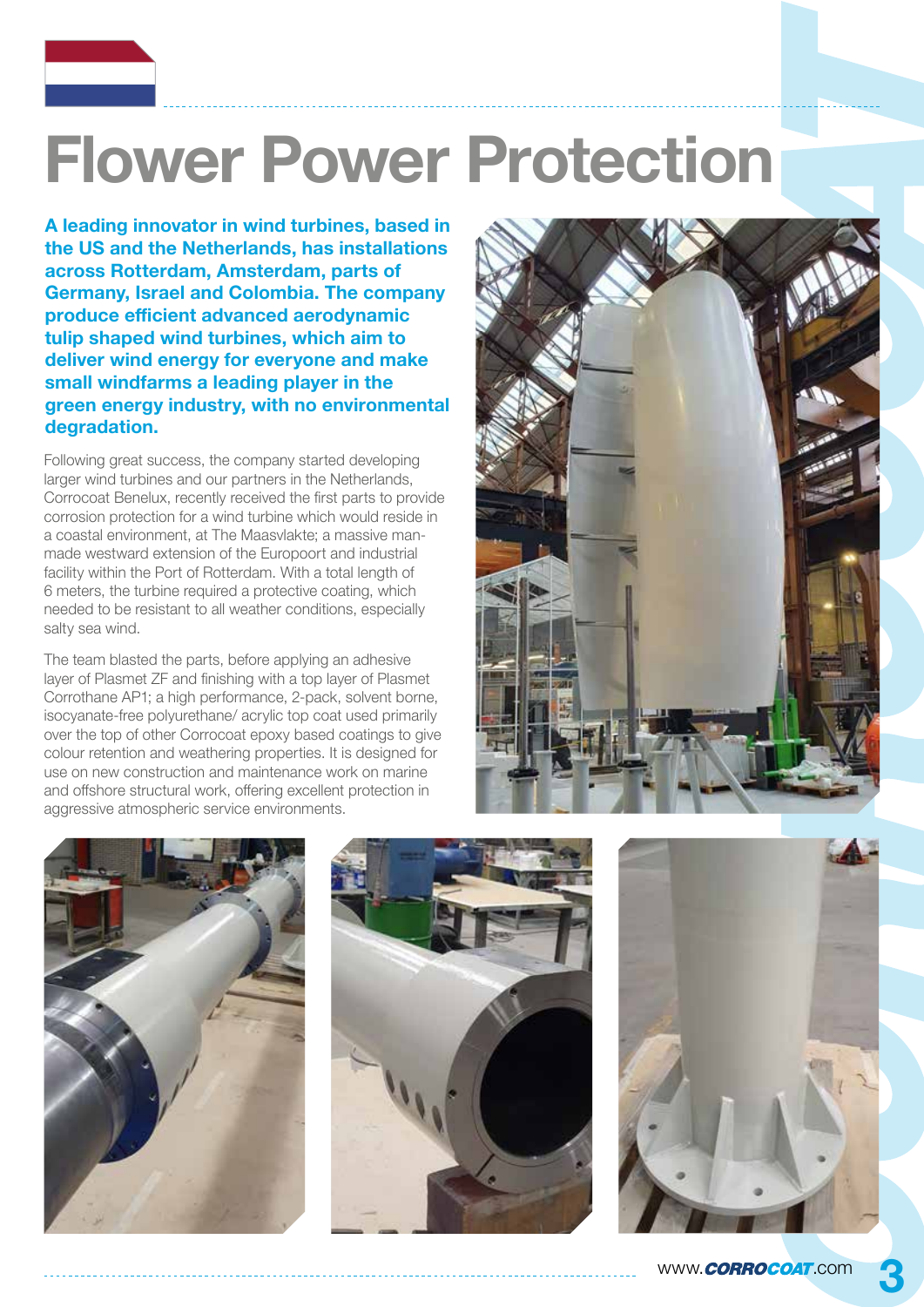# Flower Power Protection

**A leading innovator in wind turbines, based in the US and the Netherlands, has installations across Rotterdam, Amsterdam, parts of Germany, Israel and Colombia. The company produce efficient advanced aerodynamic tulip shaped wind turbines, which aim to deliver wind energy for everyone and make small windfarms a leading player in the green energy industry, with no environmental degradation.**

Following great success, the company started developing larger wind turbines and our partners in the Netherlands, Corrocoat Benelux, recently received the first parts to provide corrosion protection for a wind turbine which would reside in a coastal environment, at The Maasvlakte; a massive man-made westward extension of the Europoort and industrial facility within the Port of Rotterdam. With a total length of 6 meters, the turbine required a protective coating, which needed to be resistant to all weather conditions, especially salty sea wind.

The team blasted the parts, before applying an adhesive layer of Plasmet ZF and finishing with a top layer of Plasmet Corrothane AP1; a high performance, 2-pack, solvent borne, isocyanate-free polyurethane/ acrylic top coat used primarily over the top of other Corrocoat epoxy based coatings to give colour retention and weathering properties. It is designed for use on new construction and maintenance work on marine and offshore structural work, offering excellent protection in aggressive atmospheric service environments.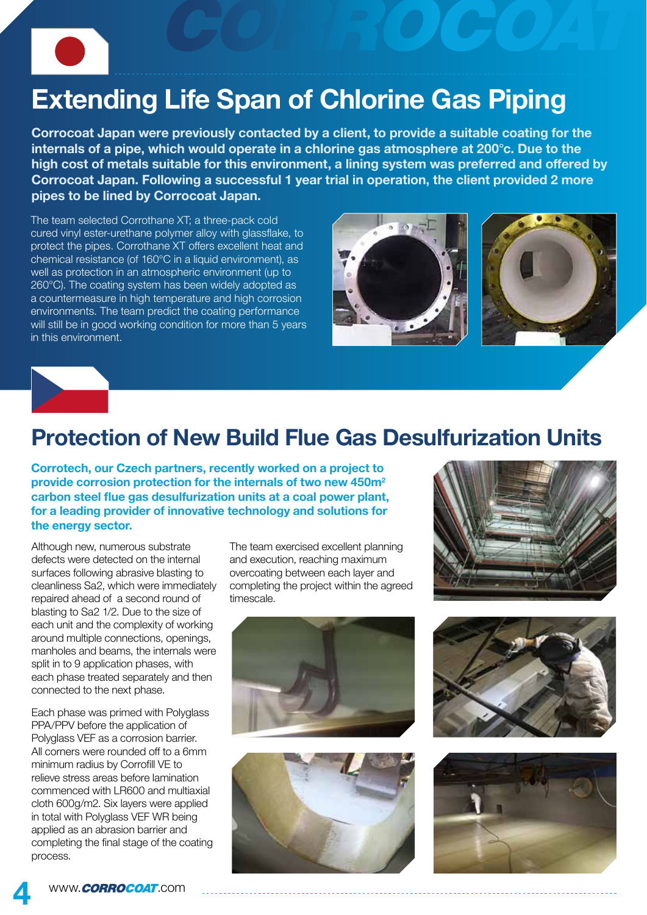# Extending Life Span of Chlorine Gas Piping

**Corrocoat Japan were previously contacted by a client, to provide a suitable coating for the internals of a pipe, which would operate in a chlorine gas atmosphere at 200°c. Due to the high cost of metals suitable for this environment, a lining system was preferred and offered by Corrocoat Japan. Following a successful 1 year trial in operation, the client provided 2 more pipes to be lined by Corrocoat Japan.**

The team selected Corrothane XT; a three-pack cold cured vinyl ester-urethane polymer alloy with glassflake, to protect the pipes. Corrothane XT offers excellent heat and chemical resistance (of 160°C in a liquid environment), as well as protection in an atmospheric environment (up to 260°C). The coating system has been widely adopted as a countermeasure in high temperature and high corrosion environments. The team predict the coating performance will still be in good working condition for more than 5 years in this environment.

# Protection of New Build Flue Gas Desulfurization Units

**Corrotech, our Czech partners, recently worked on a project to provide corrosion protection for the internals of two new 450m$^2$ carbon steel flue gas desulfurization units at a coal power plant, for a leading provider of innovative technology and solutions for the energy sector.**

Although new, numerous substrate defects were detected on the internal surfaces following abrasive blasting to cleanliness Sa2, which were immediately repaired ahead of a second round of blasting to Sa2 1/2. Due to the size of each unit and the complexity of working around multiple connections, openings, manholes and beams, the internals were split in to 9 application phases, with each phase treated separately and then connected to the next phase.

Each phase was primed with Polyglass PPA/PPV before the application of Polyglass VEF as a corrosion barrier. All corners were rounded off to a 6mm minimum radius by Corrofill VE to relieve stress areas before lamination commenced with LR600 and multiaxial cloth 600g/m2. Six layers were applied in total with Polyglass VEF WR being applied as an abrasion barrier and completing the final stage of the coating process.

The team exercised excellent planning and execution, reaching maximum overcoating between each layer and completing the project within the agreed timescale.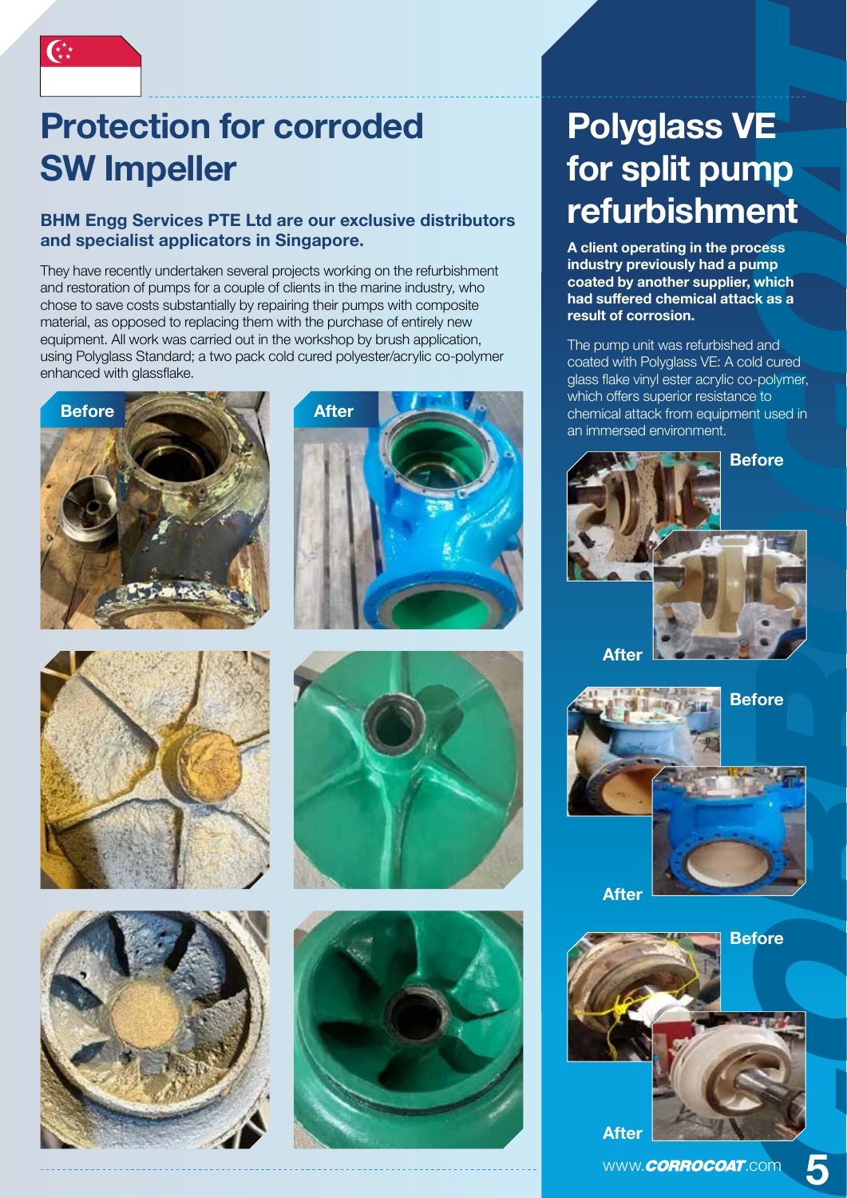# Protection for corroded SW Impeller

**BHM Engg Services PTE Ltd are our exclusive distributors and specialist applicators in Singapore.**

They have recently undertaken several projects working on the refurbishment and restoration of pumps for a couple of clients in the marine industry, who chose to save costs substantially by repairing their pumps with composite material, as opposed to replacing them with the purchase of entirely new equipment. All work was carried out in the workshop by brush application, using Polyglass Standard; a two pack cold cured polyester/acrylic co-polymer enhanced with glassflake.

Before

After

# Polyglass VE for split pump refurbishment

**A client operating in the process industry previously had a pump coated by another supplier, which had suffered chemical attack as a result of corrosion.**

The pump unit was refurbished and coated with Polyglass VE: A cold cured glass flake vinyl ester acrylic co-polymer, which offers superior resistance to chemical attack from equipment used in an immersed environment.

Before

After

Before

After

Before

After

www.CORROCOAT.com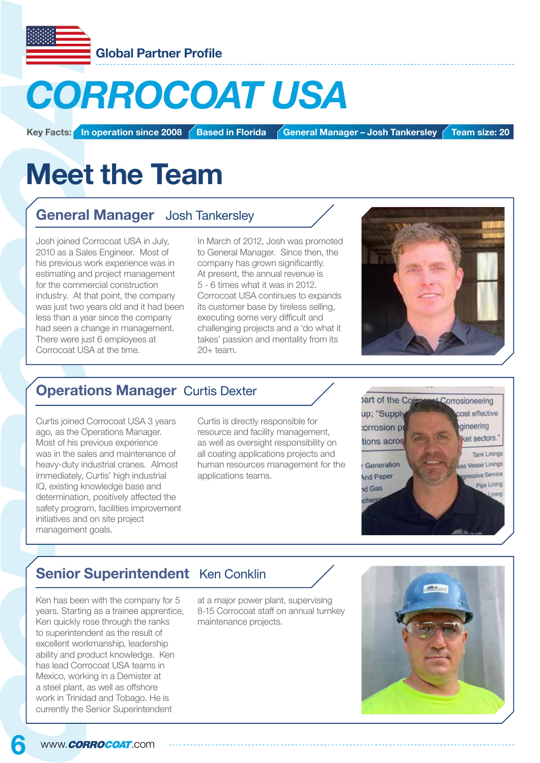Global Partner Profile

# CORROCOAT USA

**Key Facts:** In operation since 2008 | Based in Florida | General Manager – Josh Tankersley | Team size: 20

# Meet the Team

## General Manager Josh Tankersley

Josh joined Corrocoat USA in July, 2010 as a Sales Engineer. Most of his previous work experience was in estimating and project management for the commercial construction industry. At that point, the company was just two years old and it had been less than a year since the company had seen a change in management. There were just 6 employees at Corrocoat USA at the time.

In March of 2012, Josh was promoted to General Manager. Since then, the company has grown significantly. At present, the annual revenue is 5 - 6 times what it was in 2012. Corrocoat USA continues to expands its customer base by tireless selling, executing some very difficult and challenging projects and a 'do what it takes' passion and mentality from its 20+ team.

## Operations Manager Curtis Dexter

Curtis joined Corrocoat USA 3 years ago, as the Operations Manager. Most of his previous experience was in the sales and maintenance of heavy-duty industrial cranes. Almost immediately, Curtis' high industrial IQ, existing knowledge base and determination, positively affected the safety program, facilities improvement initiatives and on site project management goals.

Curtis is directly responsible for resource and facility management, as well as oversight responsibility on all coating applications projects and human resources management for the applications teams.

## Senior Superintendent Ken Conklin

Ken has been with the company for 5 years. Starting as a trainee apprentice, Ken quickly rose through the ranks to superintendent as the result of excellent workmanship, leadership ability and product knowledge. Ken has lead Corrocoat USA teams in Mexico, working in a Demister at a steel plant, as well as offshore work in Trinidad and Tobago. He is currently the Senior Superintendent at a major power plant, supervising 8-15 Corrocoat staff on annual turnkey maintenance projects.

www.CORROCOAT.com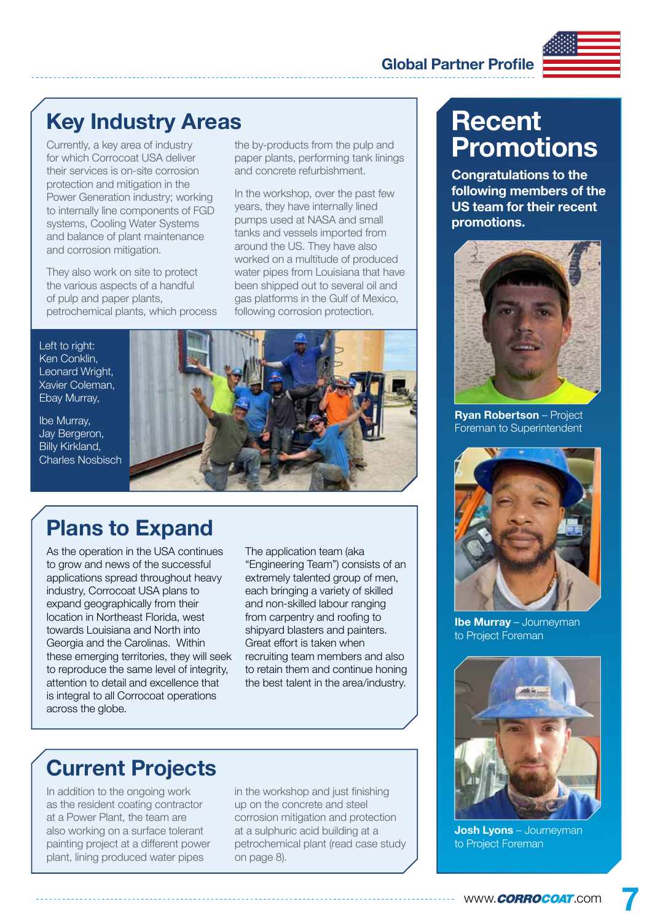## Key Industry Areas

Currently, a key area of industry for which Corrocoat USA deliver their services is on-site corrosion protection and mitigation in the Power Generation industry; working to internally line components of FGD systems, Cooling Water Systems and balance of plant maintenance and corrosion mitigation.

They also work on site to protect the various aspects of a handful of pulp and paper plants, petrochemical plants, which process the by-products from the pulp and paper plants, performing tank linings and concrete refurbishment.

In the workshop, over the past few years, they have internally lined pumps used at NASA and small tanks and vessels imported from around the US. They have also worked on a multitude of produced water pipes from Louisiana that have been shipped out to several oil and gas platforms in the Gulf of Mexico, following corrosion protection.

Left to right:
Ken Conklin,
Leonard Wright,
Xavier Coleman,
Ebay Murray,

Ibe Murray,
Jay Bergeron,
Billy Kirkland,
Charles Nosbisch

## Plans to Expand

As the operation in the USA continues to grow and news of the successful applications spread throughout heavy industry, Corrocoat USA plans to expand geographically from their location in Northeast Florida, west towards Louisiana and North into Georgia and the Carolinas. Within these emerging territories, they will seek to reproduce the same level of integrity, attention to detail and excellence that is integral to all Corrocoat operations across the globe.

The application team (aka "Engineering Team") consists of an extremely talented group of men, each bringing a variety of skilled and non-skilled labour ranging from carpentry and roofing to shipyard blasters and painters. Great effort is taken when recruiting team members and also to retain them and continue honing the best talent in the area/industry.

## Current Projects

In addition to the ongoing work as the resident coating contractor at a Power Plant, the team are also working on a surface tolerant painting project at a different power plant, lining produced water pipes in the workshop and just finishing up on the concrete and steel corrosion mitigation and protection at a sulphuric acid building at a petrochemical plant (read case study on page 8).

## Recent Promotions

**Congratulations to the following members of the US team for their recent promotions.**

**Ryan Robertson** – Project Foreman to Superintendent

**Ibe Murray** – Journeyman to Project Foreman

**Josh Lyons** – Journeyman to Project Foreman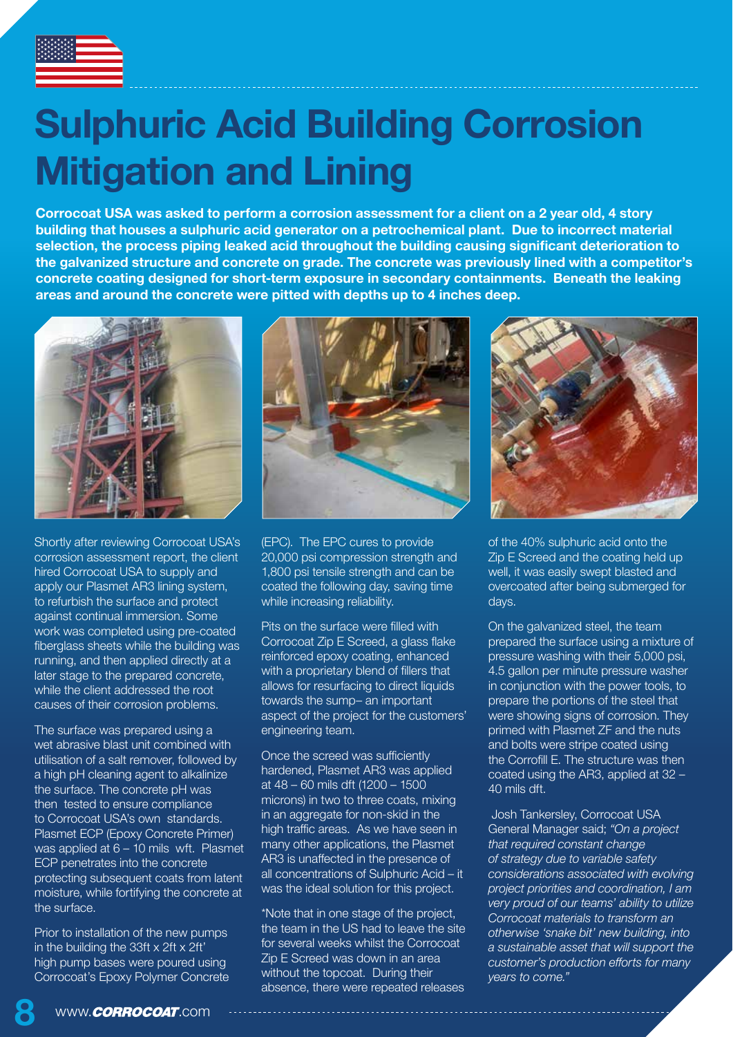# Sulphuric Acid Building Corrosion Mitigation and Lining

**Corrocoat USA was asked to perform a corrosion assessment for a client on a 2 year old, 4 story building that houses a sulphuric acid generator on a petrochemical plant. Due to incorrect material selection, the process piping leaked acid throughout the building causing significant deterioration to the galvanized structure and concrete on grade. The concrete was previously lined with a competitor's concrete coating designed for short-term exposure in secondary containments. Beneath the leaking areas and around the concrete were pitted with depths up to 4 inches deep.**

Shortly after reviewing Corrocoat USA's corrosion assessment report, the client hired Corrocoat USA to supply and apply our Plasmet AR3 lining system, to refurbish the surface and protect against continual immersion. Some work was completed using pre-coated fiberglass sheets while the building was running, and then applied directly at a later stage to the prepared concrete, while the client addressed the root causes of their corrosion problems.

The surface was prepared using a wet abrasive blast unit combined with utilisation of a salt remover, followed by a high pH cleaning agent to alkalinize the surface. The concrete pH was then tested to ensure compliance to Corrocoat USA's own standards. Plasmet ECP (Epoxy Concrete Primer) was applied at 6 – 10 mils wft. Plasmet ECP penetrates into the concrete protecting subsequent coats from latent moisture, while fortifying the concrete at the surface.

Prior to installation of the new pumps in the building the 33ft x 2ft x 2ft' high pump bases were poured using Corrocoat's Epoxy Polymer Concrete (EPC). The EPC cures to provide 20,000 psi compression strength and 1,800 psi tensile strength and can be coated the following day, saving time while increasing reliability.

Pits on the surface were filled with Corrocoat Zip E Screed, a glass flake reinforced epoxy coating, enhanced with a proprietary blend of fillers that allows for resurfacing to direct liquids towards the sump– an important aspect of the project for the customers' engineering team.

Once the screed was sufficiently hardened, Plasmet AR3 was applied at 48 – 60 mils dft (1200 – 1500 microns) in two to three coats, mixing in an aggregate for non-skid in the high traffic areas. As we have seen in many other applications, the Plasmet AR3 is unaffected in the presence of all concentrations of Sulphuric Acid – it was the ideal solution for this project.

*Note that in one stage of the project, the team in the US had to leave the site for several weeks whilst the Corrocoat Zip E Screed was down in an area without the topcoat. During their absence, there were repeated releases of the 40% sulphuric acid onto the Zip E Screed and the coating held up well, it was easily swept blasted and overcoated after being submerged for days.

On the galvanized steel, the team prepared the surface using a mixture of pressure washing with their 5,000 psi, 4.5 gallon per minute pressure washer in conjunction with the power tools, to prepare the portions of the steel that were showing signs of corrosion. They primed with Plasmet ZF and the nuts and bolts were stripe coated using the Corrofill E. The structure was then coated using the AR3, applied at 32 – 40 mils dft.

Josh Tankersley, Corrocoat USA General Manager said; *"On a project that required constant change of strategy due to variable safety considerations associated with evolving project priorities and coordination, I am very proud of our teams' ability to utilize Corrocoat materials to transform an otherwise 'snake bit' new building, into a sustainable asset that will support the customer's production efforts for many years to come."*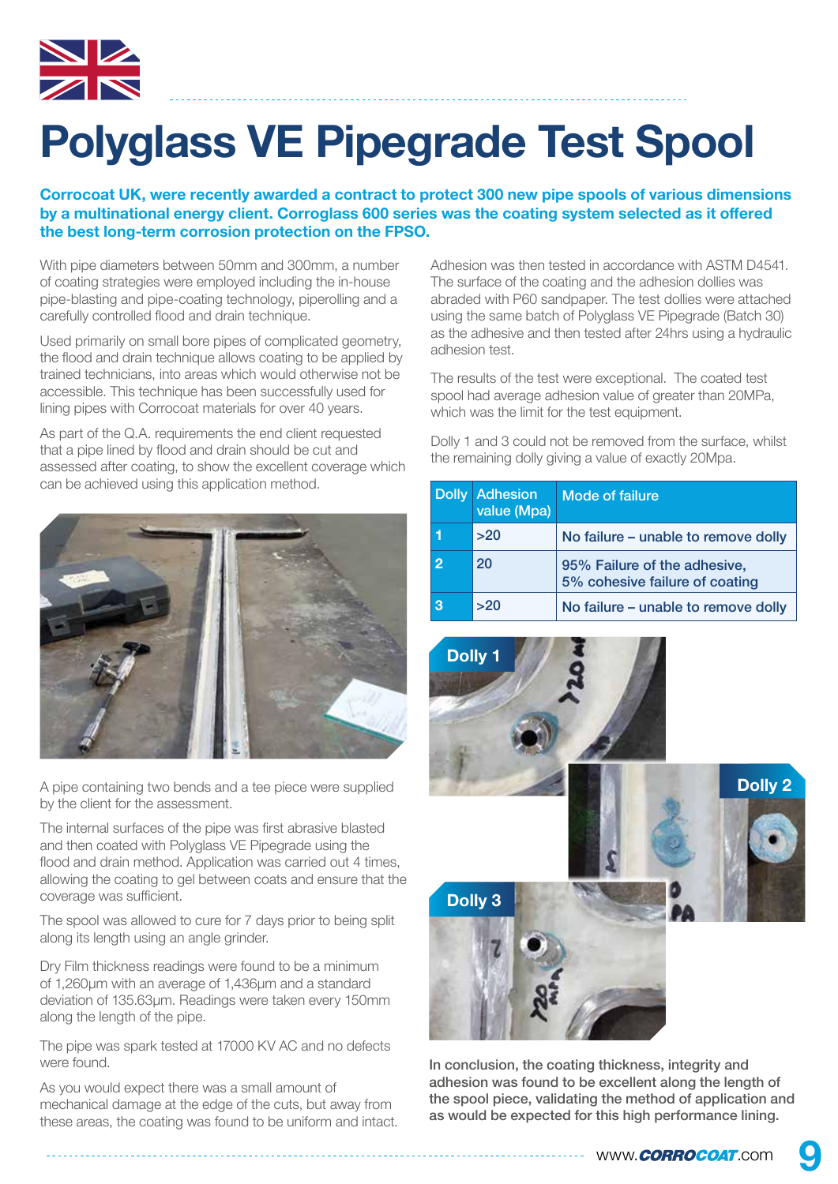# Polyglass VE Pipegrade Test Spool

**Corrocoat UK, were recently awarded a contract to protect 300 new pipe spools of various dimensions by a multinational energy client. Corroglass 600 series was the coating system selected as it offered the best long-term corrosion protection on the FPSO.**

With pipe diameters between 50mm and 300mm, a number of coating strategies were employed including the in-house pipe-blasting and pipe-coating technology, piperolling and a carefully controlled flood and drain technique.

Used primarily on small bore pipes of complicated geometry, the flood and drain technique allows coating to be applied by trained technicians, into areas which would otherwise not be accessible. This technique has been successfully used for lining pipes with Corrocoat materials for over 40 years.

As part of the Q.A. requirements the end client requested that a pipe lined by flood and drain should be cut and assessed after coating, to show the excellent coverage which can be achieved using this application method.

A pipe containing two bends and a tee piece were supplied by the client for the assessment.

The internal surfaces of the pipe was first abrasive blasted and then coated with Polyglass VE Pipegrade using the flood and drain method. Application was carried out 4 times, allowing the coating to gel between coats and ensure that the coverage was sufficient.

The spool was allowed to cure for 7 days prior to being split along its length using an angle grinder.

Dry Film thickness readings were found to be a minimum of 1,260µm with an average of 1,436µm and a standard deviation of 135.63µm. Readings were taken every 150mm along the length of the pipe.

The pipe was spark tested at 17000 KV AC and no defects were found.

As you would expect there was a small amount of mechanical damage at the edge of the cuts, but away from these areas, the coating was found to be uniform and intact.

Adhesion was then tested in accordance with ASTM D4541. The surface of the coating and the adhesion dollies was abraded with P60 sandpaper. The test dollies were attached using the same batch of Polyglass VE Pipegrade (Batch 30) as the adhesive and then tested after 24hrs using a hydraulic adhesion test.

The results of the test were exceptional. The coated test spool had average adhesion value of greater than 20MPa, which was the limit for the test equipment.

Dolly 1 and 3 could not be removed from the surface, whilst the remaining dolly giving a value of exactly 20Mpa.

| Dolly | Adhesion value (Mpa) | Mode of failure |
|---|---|---|
| 1 | >20 | No failure – unable to remove dolly |
| 2 | 20 | 95% Failure of the adhesive, 5% cohesive failure of coating |
| 3 | >20 | No failure – unable to remove dolly |

Dolly 1

Dolly 2

Dolly 3

**In conclusion, the coating thickness, integrity and adhesion was found to be excellent along the length of the spool piece, validating the method of application and as would be expected for this high performance lining.**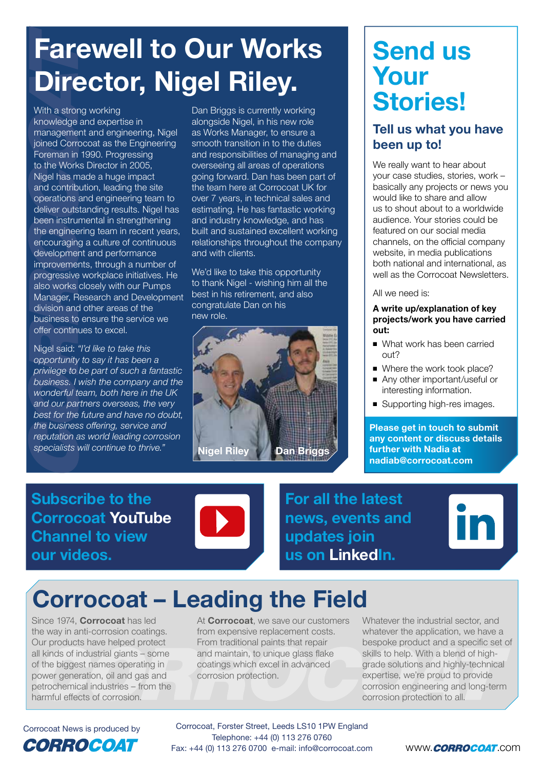# Farewell to Our Works Director, Nigel Riley.

With a strong working knowledge and expertise in management and engineering, Nigel joined Corrocoat as the Engineering Foreman in 1990. Progressing to the Works Director in 2005, Nigel has made a huge impact and contribution, leading the site operations and engineering team to deliver outstanding results. Nigel has been instrumental in strengthening the engineering team in recent years, encouraging a culture of continuous development and performance improvements, through a number of progressive workplace initiatives. He also works closely with our Pumps Manager, Research and Development division and other areas of the business to ensure the service we offer continues to excel.

Nigel said: *"I'd like to take this opportunity to say it has been a privilege to be part of such a fantastic business. I wish the company and the wonderful team, both here in the UK and our partners overseas, the very best for the future and have no doubt, the business offering, service and reputation as world leading corrosion specialists will continue to thrive."*

Dan Briggs is currently working alongside Nigel, in his new role as Works Manager, to ensure a smooth transition in to the duties and responsibilities of managing and overseeing all areas of operations going forward. Dan has been part of the team here at Corrocoat UK for over 7 years, in technical sales and estimating. He has fantastic working and industry knowledge, and has built and sustained excellent working relationships throughout the company and with clients.

We'd like to take this opportunity to thank Nigel - wishing him all the best in his retirement, and also congratulate Dan on his new role.

Nigel Riley Dan Briggs

# Send us Your Stories!

## Tell us what you have been up to!

We really want to hear about your case studies, stories, work – basically any projects or news you would like to share and allow us to shout about to a worldwide audience. Your stories could be featured on our social media channels, on the official company website, in media publications both national and international, as well as the Corrocoat Newsletters.

All we need is:

**A write up/explanation of key projects/work you have carried out:**

- What work has been carried out?
- Where the work took place?
- Any other important/useful or interesting information.
- Supporting high-res images.

**Please get in touch to submit any content or discuss details further with Nadia at nadiab@corrocoat.com**

**Subscribe to the Corrocoat YouTube Channel to view our videos.**

**For all the latest news, events and updates join us on LinkedIn.**

# Corrocoat – Leading the Field

Since 1974, **Corrocoat** has led the way in anti-corrosion coatings. Our products have helped protect all kinds of industrial giants – some of the biggest names operating in power generation, oil and gas and petrochemical industries – from the harmful effects of corrosion.

At **Corrocoat**, we save our customers from expensive replacement costs. From traditional paints that repair and maintain, to unique glass flake coatings which excel in advanced corrosion protection.

Whatever the industrial sector, and whatever the application, we have a bespoke product and a specific set of skills to help. With a blend of high-grade solutions and highly-technical expertise, we're proud to provide corrosion engineering and long-term corrosion protection to all.

Corrocoat News is produced by CORROCOAT

Corrocoat, Forster Street, Leeds LS10 1PW England
Telephone: +44 (0) 113 276 0760
Fax: +44 (0) 113 276 0700 e-mail: info@corrocoat.com

www.CORROCOAT.com